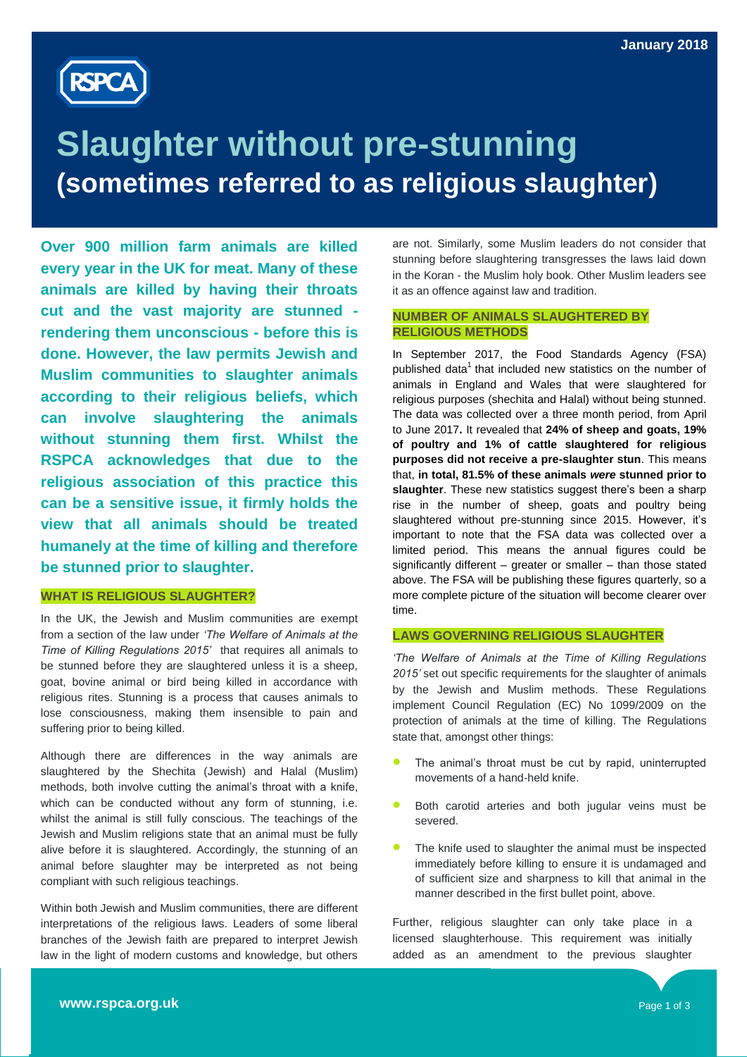# Slaughter without pre-stunning

## (sometimes referred to as religious slaughter)

January 2018

**Over 900 million farm animals are killed every year in the UK for meat. Many of these animals are killed by having their throats cut and the vast majority are stunned - rendering them unconscious - before this is done. However, the law permits Jewish and Muslim communities to slaughter animals according to their religious beliefs, which can involve slaughtering the animals without stunning them first. Whilst the RSPCA acknowledges that due to the religious association of this practice this can be a sensitive issue, it firmly holds the view that all animals should be treated humanely at the time of killing and therefore be stunned prior to slaughter.**

### WHAT IS RELIGIOUS SLAUGHTER?

In the UK, the Jewish and Muslim communities are exempt from a section of the law under *'The Welfare of Animals at the Time of Killing Regulations 2015'* that requires all animals to be stunned before they are slaughtered unless it is a sheep, goat, bovine animal or bird being killed in accordance with religious rites. Stunning is a process that causes animals to lose consciousness, making them insensible to pain and suffering prior to being killed.

Although there are differences in the way animals are slaughtered by the Shechita (Jewish) and Halal (Muslim) methods, both involve cutting the animal's throat with a knife, which can be conducted without any form of stunning, i.e. whilst the animal is still fully conscious. The teachings of the Jewish and Muslim religions state that an animal must be fully alive before it is slaughtered. Accordingly, the stunning of an animal before slaughter may be interpreted as not being compliant with such religious teachings.

Within both Jewish and Muslim communities, there are different interpretations of the religious laws. Leaders of some liberal branches of the Jewish faith are prepared to interpret Jewish law in the light of modern customs and knowledge, but others are not. Similarly, some Muslim leaders do not consider that stunning before slaughtering transgresses the laws laid down in the Koran - the Muslim holy book. Other Muslim leaders see it as an offence against law and tradition.

### NUMBER OF ANIMALS SLAUGHTERED BY RELIGIOUS METHODS

In September 2017, the Food Standards Agency (FSA) published data[1] that included new statistics on the number of animals in England and Wales that were slaughtered for religious purposes (shechita and Halal) without being stunned. The data was collected over a three month period, from April to June 2017**.** It revealed that **24% of sheep and goats, 19% of poultry and 1% of cattle slaughtered for religious purposes did not receive a pre-slaughter stun**. This means that, **in total, 81.5% of these animals *were* stunned prior to slaughter**. These new statistics suggest there's been a sharp rise in the number of sheep, goats and poultry being slaughtered without pre-stunning since 2015. However, it's important to note that the FSA data was collected over a limited period. This means the annual figures could be significantly different – greater or smaller – than those stated above. The FSA will be publishing these figures quarterly, so a more complete picture of the situation will become clearer over time.

### LAWS GOVERNING RELIGIOUS SLAUGHTER

*'The Welfare of Animals at the Time of Killing Regulations 2015'* set out specific requirements for the slaughter of animals by the Jewish and Muslim methods. These Regulations implement Council Regulation (EC) No 1099/2009 on the protection of animals at the time of killing. The Regulations state that, amongst other things:

- The animal's throat must be cut by rapid, uninterrupted movements of a hand-held knife.
- Both carotid arteries and both jugular veins must be severed.
- The knife used to slaughter the animal must be inspected immediately before killing to ensure it is undamaged and of sufficient size and sharpness to kill that animal in the manner described in the first bullet point, above.

Further, religious slaughter can only take place in a licensed slaughterhouse. This requirement was initially added as an amendment to the previous slaughter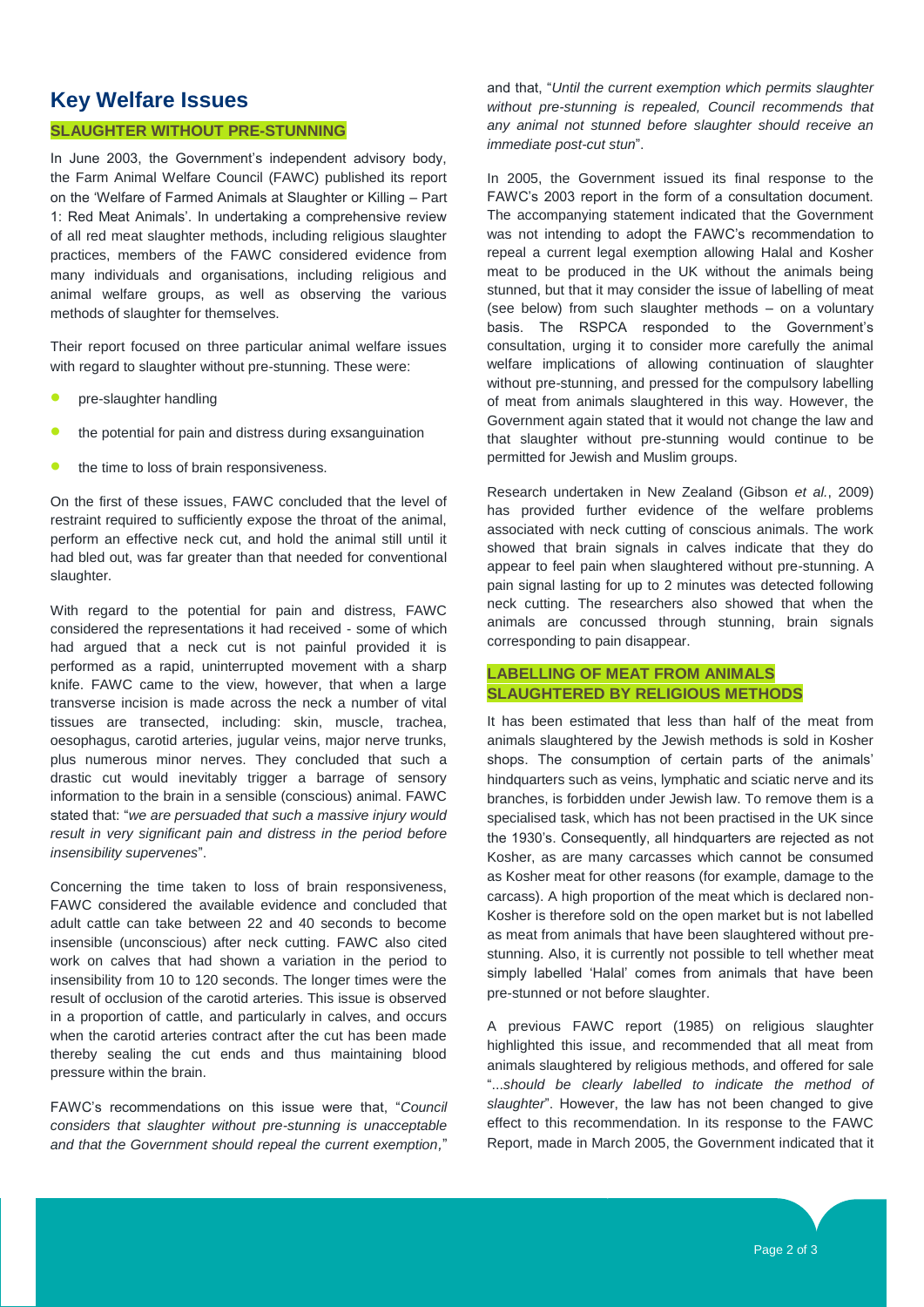## Key Welfare Issues

### SLAUGHTER WITHOUT PRE-STUNNING

In June 2003, the Government's independent advisory body, the Farm Animal Welfare Council (FAWC) published its report on the 'Welfare of Farmed Animals at Slaughter or Killing – Part 1: Red Meat Animals'. In undertaking a comprehensive review of all red meat slaughter methods, including religious slaughter practices, members of the FAWC considered evidence from many individuals and organisations, including religious and animal welfare groups, as well as observing the various methods of slaughter for themselves.

Their report focused on three particular animal welfare issues with regard to slaughter without pre-stunning. These were:

- pre-slaughter handling
- the potential for pain and distress during exsanguination
- the time to loss of brain responsiveness.

On the first of these issues, FAWC concluded that the level of restraint required to sufficiently expose the throat of the animal, perform an effective neck cut, and hold the animal still until it had bled out, was far greater than that needed for conventional slaughter.

With regard to the potential for pain and distress, FAWC considered the representations it had received - some of which had argued that a neck cut is not painful provided it is performed as a rapid, uninterrupted movement with a sharp knife. FAWC came to the view, however, that when a large transverse incision is made across the neck a number of vital tissues are transected, including: skin, muscle, trachea, oesophagus, carotid arteries, jugular veins, major nerve trunks, plus numerous minor nerves. They concluded that such a drastic cut would inevitably trigger a barrage of sensory information to the brain in a sensible (conscious) animal. FAWC stated that: "*we are persuaded that such a massive injury would result in very significant pain and distress in the period before insensibility supervenes*".

Concerning the time taken to loss of brain responsiveness, FAWC considered the available evidence and concluded that adult cattle can take between 22 and 40 seconds to become insensible (unconscious) after neck cutting. FAWC also cited work on calves that had shown a variation in the period to insensibility from 10 to 120 seconds. The longer times were the result of occlusion of the carotid arteries. This issue is observed in a proportion of cattle, and particularly in calves, and occurs when the carotid arteries contract after the cut has been made thereby sealing the cut ends and thus maintaining blood pressure within the brain.

FAWC's recommendations on this issue were that, "*Council considers that slaughter without pre-stunning is unacceptable and that the Government should repeal the current exemption,*" and that, "*Until the current exemption which permits slaughter without pre-stunning is repealed, Council recommends that any animal not stunned before slaughter should receive an immediate post-cut stun*".

In 2005, the Government issued its final response to the FAWC's 2003 report in the form of a consultation document. The accompanying statement indicated that the Government was not intending to adopt the FAWC's recommendation to repeal a current legal exemption allowing Halal and Kosher meat to be produced in the UK without the animals being stunned, but that it may consider the issue of labelling of meat (see below) from such slaughter methods – on a voluntary basis. The RSPCA responded to the Government's consultation, urging it to consider more carefully the animal welfare implications of allowing continuation of slaughter without pre-stunning, and pressed for the compulsory labelling of meat from animals slaughtered in this way. However, the Government again stated that it would not change the law and that slaughter without pre-stunning would continue to be permitted for Jewish and Muslim groups.

Research undertaken in New Zealand (Gibson *et al.*, 2009) has provided further evidence of the welfare problems associated with neck cutting of conscious animals. The work showed that brain signals in calves indicate that they do appear to feel pain when slaughtered without pre-stunning. A pain signal lasting for up to 2 minutes was detected following neck cutting. The researchers also showed that when the animals are concussed through stunning, brain signals corresponding to pain disappear.

### LABELLING OF MEAT FROM ANIMALS SLAUGHTERED BY RELIGIOUS METHODS

It has been estimated that less than half of the meat from animals slaughtered by the Jewish methods is sold in Kosher shops. The consumption of certain parts of the animals' hindquarters such as veins, lymphatic and sciatic nerve and its branches, is forbidden under Jewish law. To remove them is a specialised task, which has not been practised in the UK since the 1930's. Consequently, all hindquarters are rejected as not Kosher, as are many carcasses which cannot be consumed as Kosher meat for other reasons (for example, damage to the carcass). A high proportion of the meat which is declared non-Kosher is therefore sold on the open market but is not labelled as meat from animals that have been slaughtered without pre-stunning. Also, it is currently not possible to tell whether meat simply labelled 'Halal' comes from animals that have been pre-stunned or not before slaughter.

A previous FAWC report (1985) on religious slaughter highlighted this issue, and recommended that all meat from animals slaughtered by religious methods, and offered for sale "*...should be clearly labelled to indicate the method of slaughter*". However, the law has not been changed to give effect to this recommendation. In its response to the FAWC Report, made in March 2005, the Government indicated that it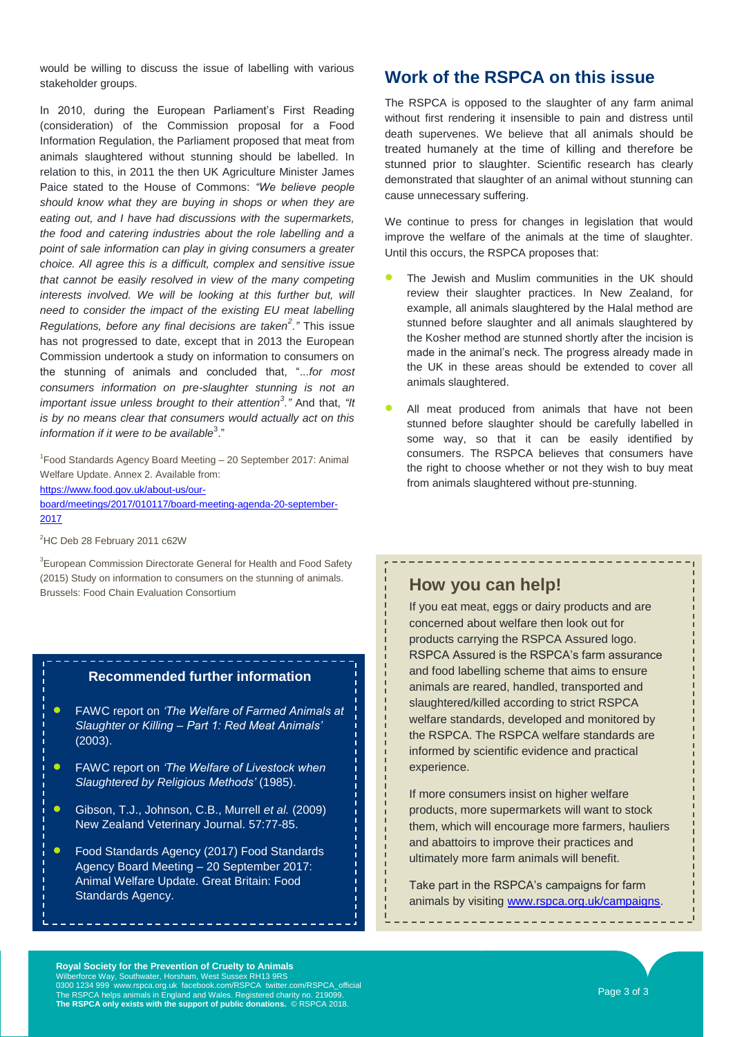would be willing to discuss the issue of labelling with various stakeholder groups.

In 2010, during the European Parliament's First Reading (consideration) of the Commission proposal for a Food Information Regulation, the Parliament proposed that meat from animals slaughtered without stunning should be labelled. In relation to this, in 2011 the then UK Agriculture Minister James Paice stated to the House of Commons: *"We believe people should know what they are buying in shops or when they are eating out, and I have had discussions with the supermarkets, the food and catering industries about the role labelling and a point of sale information can play in giving consumers a greater choice. All agree this is a difficult, complex and sensitive issue that cannot be easily resolved in view of the many competing interests involved. We will be looking at this further but, will need to consider the impact of the existing EU meat labelling Regulations, before any final decisions are taken[2]."* This issue has not progressed to date, except that in 2013 the European Commission undertook a study on information to consumers on the stunning of animals and concluded that, "*...for most consumers information on pre-slaughter stunning is not an important issue unless brought to their attention[3]."* And that, *"It is by no means clear that consumers would actually act on this information if it were to be available[3]."*

[1]Food Standards Agency Board Meeting – 20 September 2017: Animal Welfare Update. Annex 2. Available from: https://www.food.gov.uk/about-us/our-board/meetings/2017/010117/board-meeting-agenda-20-september-2017

[2]HC Deb 28 February 2011 c62W

[3]European Commission Directorate General for Health and Food Safety (2015) Study on information to consumers on the stunning of animals. Brussels: Food Chain Evaluation Consortium

### Recommended further information

- FAWC report on *'The Welfare of Farmed Animals at Slaughter or Killing – Part 1: Red Meat Animals'* (2003).
- FAWC report on *'The Welfare of Livestock when Slaughtered by Religious Methods'* (1985).
- Gibson, T.J., Johnson, C.B., Murrell *et al.* (2009) New Zealand Veterinary Journal. 57:77-85.
- Food Standards Agency (2017) Food Standards Agency Board Meeting – 20 September 2017: Animal Welfare Update. Great Britain: Food Standards Agency.

## Work of the RSPCA on this issue

The RSPCA is opposed to the slaughter of any farm animal without first rendering it insensible to pain and distress until death supervenes. We believe that all animals should be treated humanely at the time of killing and therefore be stunned prior to slaughter. Scientific research has clearly demonstrated that slaughter of an animal without stunning can cause unnecessary suffering.

We continue to press for changes in legislation that would improve the welfare of the animals at the time of slaughter. Until this occurs, the RSPCA proposes that:

- The Jewish and Muslim communities in the UK should review their slaughter practices. In New Zealand, for example, all animals slaughtered by the Halal method are stunned before slaughter and all animals slaughtered by the Kosher method are stunned shortly after the incision is made in the animal's neck. The progress already made in the UK in these areas should be extended to cover all animals slaughtered.
- All meat produced from animals that have not been stunned before slaughter should be carefully labelled in some way, so that it can be easily identified by consumers. The RSPCA believes that consumers have the right to choose whether or not they wish to buy meat from animals slaughtered without pre-stunning.

### How you can help!

If you eat meat, eggs or dairy products and are concerned about welfare then look out for products carrying the RSPCA Assured logo. RSPCA Assured is the RSPCA's farm assurance and food labelling scheme that aims to ensure animals are reared, handled, transported and slaughtered/killed according to strict RSPCA welfare standards, developed and monitored by the RSPCA. The RSPCA welfare standards are informed by scientific evidence and practical experience.

If more consumers insist on higher welfare products, more supermarkets will want to stock them, which will encourage more farmers, hauliers and abattoirs to improve their practices and ultimately more farm animals will benefit.

Take part in the RSPCA's campaigns for farm animals by visiting www.rspca.org.uk/campaigns.

**Royal Society for the Prevention of Cruelty to Animals**
Wilberforce Way, Southwater, Horsham, West Sussex RH13 9RS
0300 1234 999 www.rspca.org.uk facebook.com/RSPCA twitter.com/RSPCA_official
The RSPCA helps animals in England and Wales. Registered charity no. 219099.
**The RSPCA only exists with the support of public donations.** © RSPCA 2018.